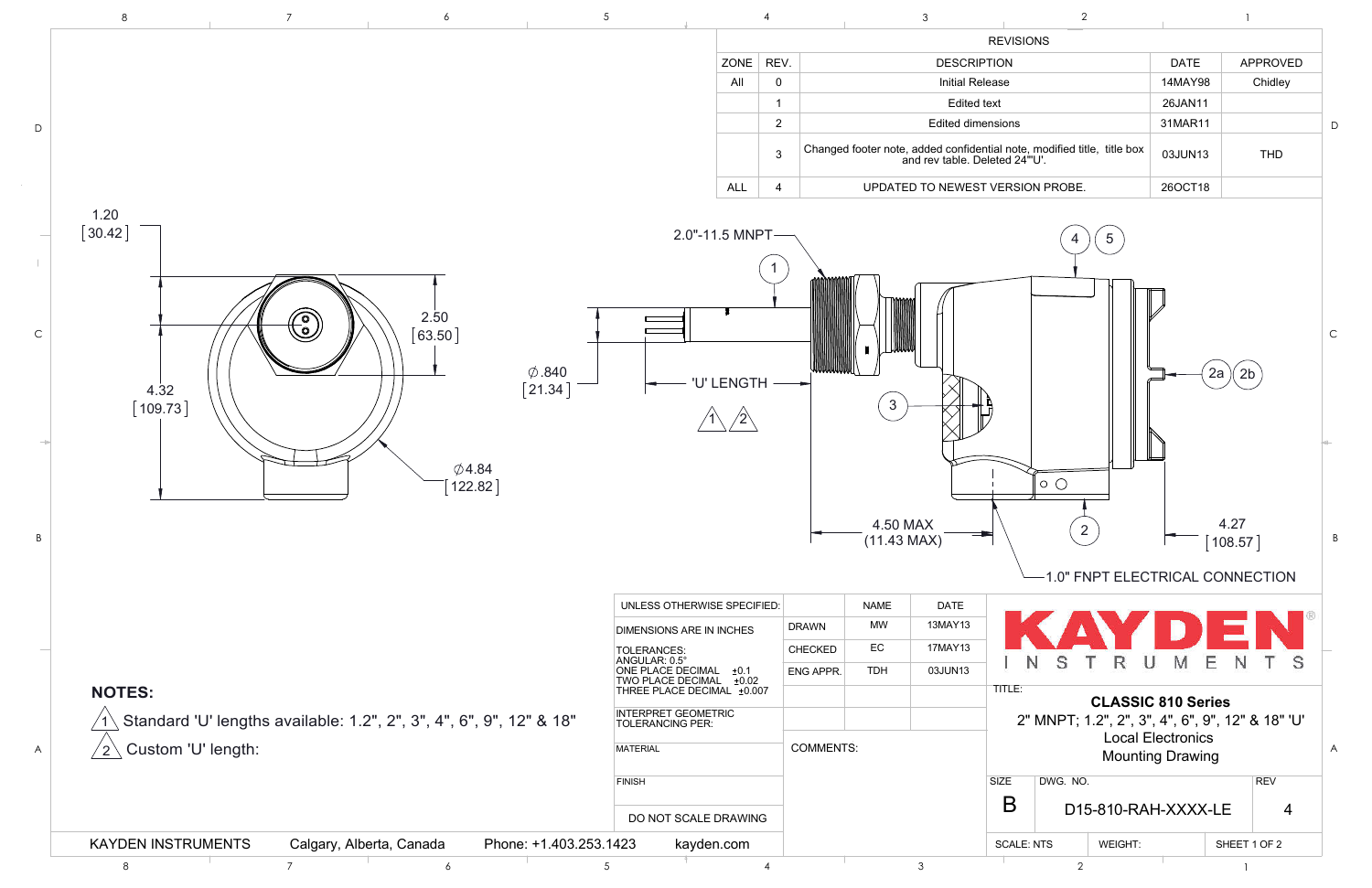## REVISIONS

| ZONE | REV. | DESCRIPTION | DATE | APPROVED |
|---|---|---|---|---|
| All | 0 | Initial Release | 14MAY98 | Chidley |
| | 1 | Edited text | 26JAN11 | |
| | 2 | Edited dimensions | 31MAR11 | |
| | 3 | Changed footer note, added confidential note, modified title, title box and rev table. Deleted 24"'U'. | 03JUN13 | THD |
| ALL | 4 | UPDATED TO NEWEST VERSION PROBE. | 26OCT18 | |

1.20 [30.42]

2.50 [63.50]

4.32 [109.73]

∅4.84 [122.82]

∅.840 [21.34]

2.0"-11.5 MNPT

'U' LENGTH

4.50 MAX (11.43 MAX)

4.27 [108.57]

1.0" FNPT ELECTRICAL CONNECTION

## NOTES:

1. Standard 'U' lengths available: 1.2", 2", 3", 4", 6", 9", 12" & 18"
2. Custom 'U' length:

| UNLESS OTHERWISE SPECIFIED: | | NAME | DATE |
|---|---|---|---|
| DIMENSIONS ARE IN INCHES | DRAWN | MW | 13MAY13 |
| TOLERANCES: ANGULAR: 0.5° ONE PLACE DECIMAL ±0.1 TWO PLACE DECIMAL ±0.02 THREE PLACE DECIMAL ±0.007 | CHECKED | EC | 17MAY13 |
| | ENG APPR. | TDH | 03JUN13 |
| INTERPRET GEOMETRIC TOLERANCING PER: | | | |
| MATERIAL | COMMENTS: | | |
| FINISH | | | |
| DO NOT SCALE DRAWING | | | |

**KAYDEN** INSTRUMENTS

TITLE: **CLASSIC 810 Series**
2" MNPT; 1.2", 2", 3", 4", 6", 9", 12" & 18" 'U'
Local Electronics
Mounting Drawing

| SIZE | DWG. NO. | REV |
|---|---|---|
| B | D15-810-RAH-XXXX-LE | 4 |

| SCALE: NTS | WEIGHT: | SHEET 1 OF 2 |
|---|---|---|

KAYDEN INSTRUMENTS Calgary, Alberta, Canada Phone: +1.403.253.1423 kayden.com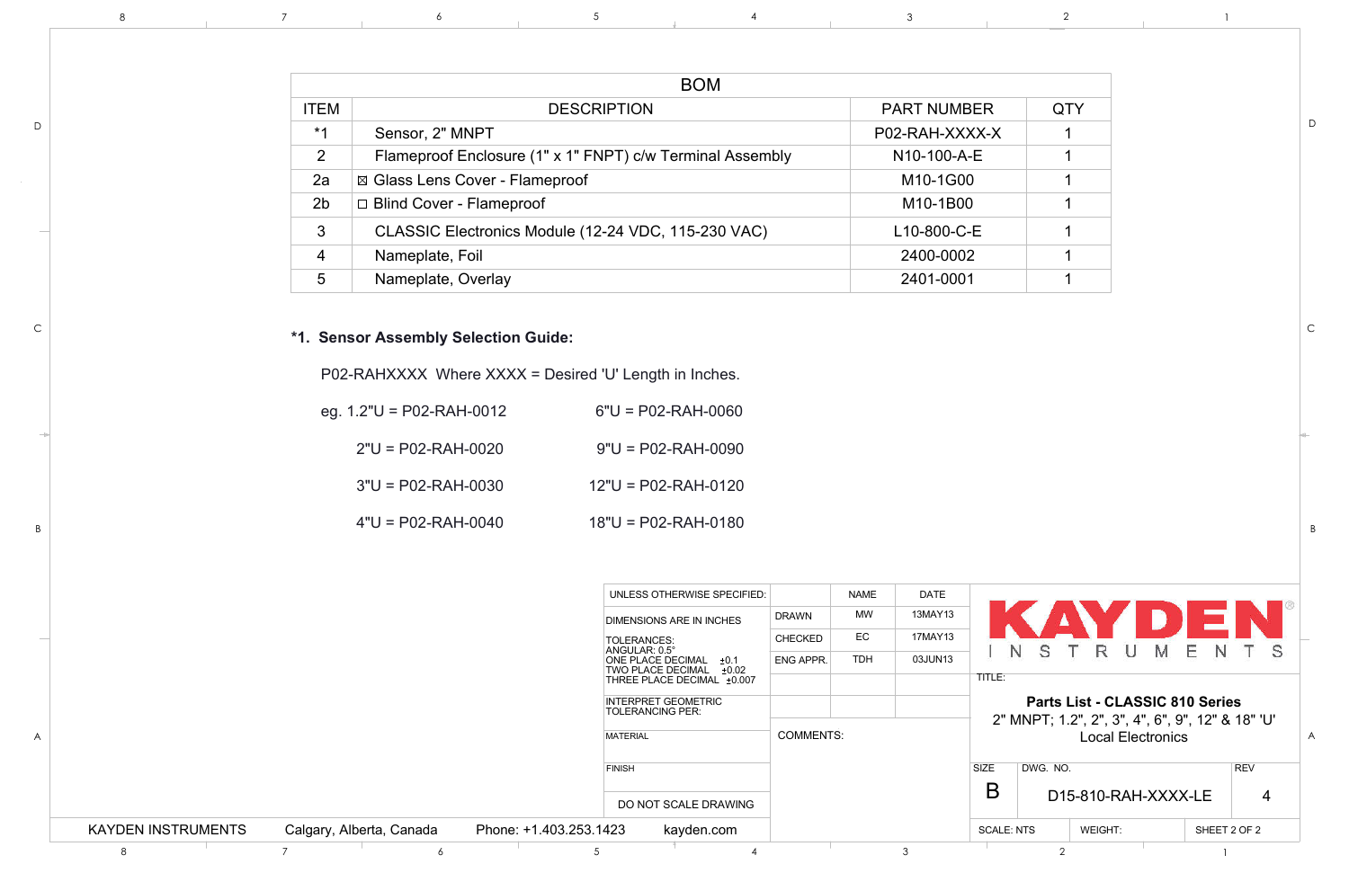## BOM

| ITEM | DESCRIPTION | PART NUMBER | QTY |
|---|---|---|---|
| *1 | Sensor, 2" MNPT | P02-RAH-XXXX-X | 1 |
| 2 | Flameproof Enclosure (1" x 1" FNPT) c/w Terminal Assembly | N10-100-A-E | 1 |
| 2a | ☒ Glass Lens Cover - Flameproof | M10-1G00 | 1 |
| 2b | ☐ Blind Cover - Flameproof | M10-1B00 | 1 |
| 3 | CLASSIC Electronics Module (12-24 VDC, 115-230 VAC) | L10-800-C-E | 1 |
| 4 | Nameplate, Foil | 2400-0002 | 1 |
| 5 | Nameplate, Overlay | 2401-0001 | 1 |

**\*1. Sensor Assembly Selection Guide:**

P02-RAHXXXX Where XXXX = Desired 'U' Length in Inches.

eg. 1.2"U = P02-RAH-0012 — 6"U = P02-RAH-0060

2"U = P02-RAH-0020 — 9"U = P02-RAH-0090

3"U = P02-RAH-0030 — 12"U = P02-RAH-0120

4"U = P02-RAH-0040 — 18"U = P02-RAH-0180

| UNLESS OTHERWISE SPECIFIED: | | NAME | DATE |
|---|---|---|---|
| DIMENSIONS ARE IN INCHES | DRAWN | MW | 13MAY13 |
| TOLERANCES: ANGULAR: 0.5° ONE PLACE DECIMAL ±0.1 TWO PLACE DECIMAL ±0.02 THREE PLACE DECIMAL ±0.007 | CHECKED | EC | 17MAY13 |
| | ENG APPR. | TDH | 03JUN13 |
| INTERPRET GEOMETRIC TOLERANCING PER: | | | |
| MATERIAL | COMMENTS: | | |
| FINISH | | | |
| DO NOT SCALE DRAWING | | | |

KAYDEN INSTRUMENTS

TITLE: **Parts List - CLASSIC 810 Series**
2" MNPT; 1.2", 2", 3", 4", 6", 9", 12" & 18" 'U'
Local Electronics

| SIZE | DWG. NO. | REV |
|---|---|---|
| B | D15-810-RAH-XXXX-LE | 4 |

SCALE: NTS | WEIGHT: | SHEET 2 OF 2

KAYDEN INSTRUMENTS — Calgary, Alberta, Canada — Phone: +1.403.253.1423 — kayden.com